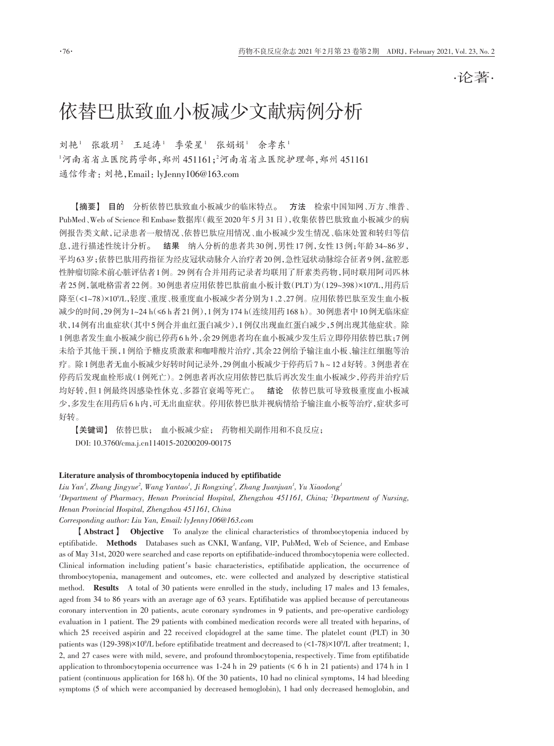·论著·

# 依替巴肽致血小板减少文献病例分析

刘艳[1] 张敬玥[2] 王延涛[1] 季荣星[1] 张娟娟[1] 余孝东[1]

[1]河南省省立医院药学部，郑州 451161；[2]河南省省立医院护理部，郑州 451161

通信作者：刘艳，Email：lyJenny106@163.com

【摘要】 **目的** 分析依替巴肽致血小板减少的临床特点。 **方法** 检索中国知网、万方、维普、PubMed、Web of Science 和 Embase 数据库（截至 2020 年 5 月 31 日），收集依替巴肽致血小板减少的病例报告类文献，记录患者一般情况、依替巴肽应用情况、血小板减少发生情况、临床处置和转归等信息，进行描述性统计分析。 **结果** 纳入分析的患者共 30 例，男性 17 例，女性 13 例；年龄 34~86 岁，平均 63 岁；依替巴肽用药指征为经皮冠状动脉介入治疗者 20 例，急性冠状动脉综合征者 9 例，盆腔恶性肿瘤切除术前心脏评估者 1 例。29 例有合并用药记录者均联用了肝素类药物，同时联用阿司匹林者 25 例，氯吡格雷者 22 例。30 例患者应用依替巴肽前血小板计数（PLT）为（129~398）$\times 10^9$/L，用药后降至（<1~78）$\times 10^9$/L，轻度、重度、极重度血小板减少者分别为 1、2、27 例。应用依替巴肽至发生血小板减少的时间，29 例为 1~24 h（≤6 h 者 21 例），1 例为 174 h（连续用药 168 h）。30 例患者中 10 例无临床症状，14 例有出血症状（其中 5 例合并血红蛋白减少），1 例仅出现血红蛋白减少，5 例出现其他症状。除 1 例患者发生血小板减少前已停药 6 h 外，余 29 例患者均在血小板减少发生后立即停用依替巴肽；7 例未给予其他干预，1 例给予糖皮质激素和咖啡酸片治疗，其余 22 例给予输注血小板、输注红细胞等治疗。除 1 例患者无血小板减少好转时间记录外，29 例血小板减少于停药后 7 h～12 d 好转。3 例患者在停药后发现血栓形成（1 例死亡）。2 例患者再次应用依替巴肽后再次发生血小板减少，停药并治疗后均好转，但 1 例最终因感染性休克、多器官衰竭等死亡。 **结论** 依替巴肽可导致极重度血小板减少，多发生在用药后 6 h 内，可无出血症状。停用依替巴肽并视病情给予输注血小板等治疗，症状多可好转。

【关键词】 依替巴肽； 血小板减少症； 药物相关副作用和不良反应；

DOI: 10.3760/cma.j.cn114015-20200209-00175

**Literature analysis of thrombocytopenia induced by eptifibatide**

*Liu Yan[1], Zhang Jingyue[2], Wang Yantao[1], Ji Rongxing[1], Zhang Juanjuan[1], Yu Xiaodong[1]*

*[1]Department of Pharmacy, Henan Provincial Hospital, Zhengzhou 451161, China; [2]Department of Nursing, Henan Provincial Hospital, Zhengzhou 451161, China*

*Corresponding author: Liu Yan, Email: lyJenny106@163.com*

【Abstract】 **Objective** To analyze the clinical characteristics of thrombocytopenia induced by eptifibatide. **Methods** Databases such as CNKI, Wanfang, VIP, PubMed, Web of Science, and Embase as of May 31st, 2020 were searched and case reports on eptifibatide-induced thrombocytopenia were collected. Clinical information including patient's basic characteristics, eptifibatide application, the occurrence of thrombocytopenia, management and outcomes, etc. were collected and analyzed by descriptive statistical method. **Results** A total of 30 patients were enrolled in the study, including 17 males and 13 females, aged from 34 to 86 years with an average age of 63 years. Eptifibatide was applied because of percutaneous coronary intervention in 20 patients, acute coronary syndromes in 9 patients, and pre-operative cardiology evaluation in 1 patient. The 29 patients with combined medication records were all treated with heparins, of which 25 received aspirin and 22 received clopidogrel at the same time. The platelet count (PLT) in 30 patients was (129-398)$\times 10^9$/L before eptifibatide treatment and decreased to (<1-78)$\times 10^9$/L after treatment; 1, 2, and 27 cases were with mild, severe, and profound thrombocytopenia, respectively. Time from eptifibatide application to thrombocytopenia occurrence was 1-24 h in 29 patients (≤ 6 h in 21 patients) and 174 h in 1 patient (continuous application for 168 h). Of the 30 patients, 10 had no clinical symptoms, 14 had bleeding symptoms (5 of which were accompanied by decreased hemoglobin), 1 had only decreased hemoglobin, and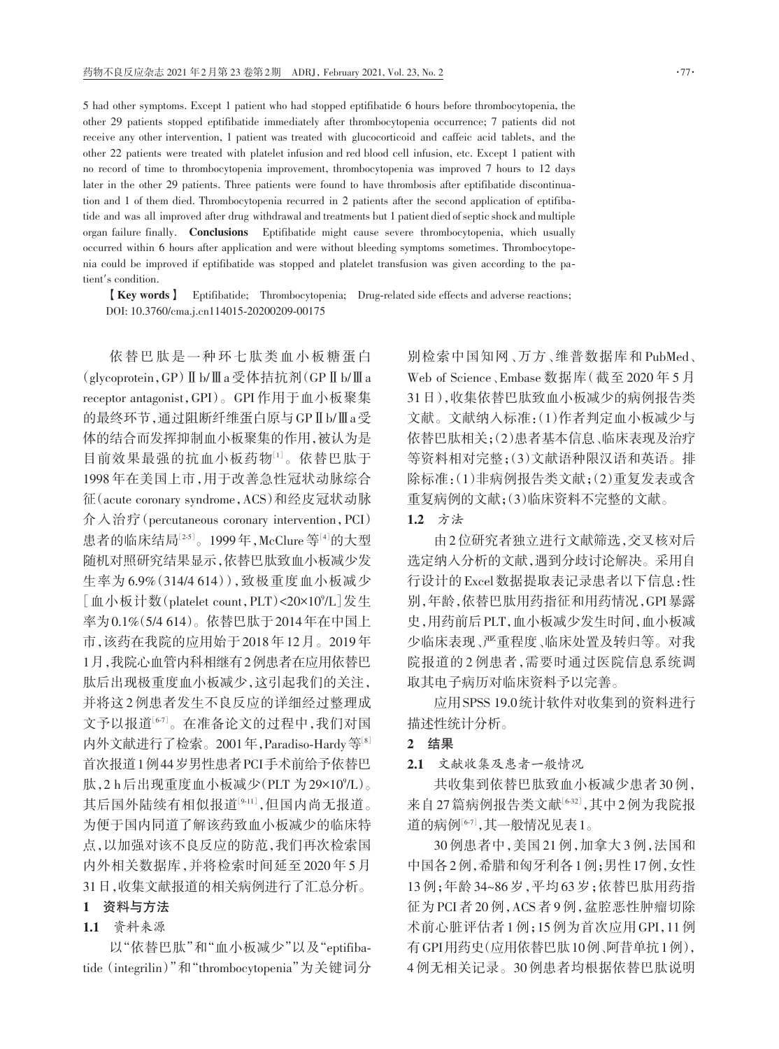5 had other symptoms. Except 1 patient who had stopped eptifibatide 6 hours before thrombocytopenia, the other 29 patients stopped eptifibatide immediately after thrombocytopenia occurrence; 7 patients did not receive any other intervention, 1 patient was treated with glucocorticoid and caffeic acid tablets, and the other 22 patients were treated with platelet infusion and red blood cell infusion, etc. Except 1 patient with no record of time to thrombocytopenia improvement, thrombocytopenia was improved 7 hours to 12 days later in the other 29 patients. Three patients were found to have thrombosis after eptifibatide discontinuation and 1 of them died. Thrombocytopenia recurred in 2 patients after the second application of eptifibatide and was all improved after drug withdrawal and treatments but 1 patient died of septic shock and multiple organ failure finally. **Conclusions** Eptifibatide might cause severe thrombocytopenia, which usually occurred within 6 hours after application and were without bleeding symptoms sometimes. Thrombocytopenia could be improved if eptifibatide was stopped and platelet transfusion was given according to the patient's condition.

**【Key words】** Eptifibatide; Thrombocytopenia; Drug-related side effects and adverse reactions;

DOI: 10.3760/cma.j.cn114015-20200209-00175

依替巴肽是一种环七肽类血小板糖蛋白(glycoprotein，GP)Ⅱb/Ⅲa受体拮抗剂(GPⅡb/Ⅲa receptor antagonist，GPI)。GPI作用于血小板聚集的最终环节，通过阻断纤维蛋白原与GPⅡb/Ⅲa受体的结合而发挥抑制血小板聚集的作用，被认为是目前效果最强的抗血小板药物[1]。依替巴肽于1998年在美国上市，用于改善急性冠状动脉综合征(acute coronary syndrome，ACS)和经皮冠状动脉介入治疗(percutaneous coronary intervention，PCI)患者的临床结局[2-5]。1999年，McClure等[4]的大型随机对照研究结果显示，依替巴肽致血小板减少发生率为6.9%(314/4 614))，致极重度血小板减少[血小板计数(platelet count，PLT)<20×10⁹/L]发生率为0.1%(5/4 614)。依替巴肽于2014年在中国上市，该药在我院的应用始于2018年12月。2019年1月，我院心血管内科相继有2例患者在应用依替巴肽后出现极重度血小板减少，这引起我们的关注，并将这2例患者发生不良反应的详细经过整理成文予以报道[6-7]。在准备论文的过程中，我们对国内外文献进行了检索。2001年，Paradiso-Hardy等[8]首次报道1例44岁男性患者PCI手术前给予依替巴肽，2 h后出现重度血小板减少(PLT 为29×10⁹/L)。其后国外陆续有相似报道[9-11]，但国内尚无报道。为便于国内同道了解该药致血小板减少的临床特点，以加强对该不良反应的防范，我们再次检索国内外相关数据库，并将检索时间延至2020年5月31日，收集文献报道的相关病例进行了汇总分析。

## 1 资料与方法

### 1.1 资料来源

以"依替巴肽"和"血小板减少"以及"eptifibatide (integrilin)"和"thrombocytopenia"为关键词分别检索中国知网、万方、维普数据库和PubMed、Web of Science、Embase数据库(截至2020年5月31日)，收集依替巴肽致血小板减少的病例报告类文献。文献纳入标准：(1)作者判定血小板减少与依替巴肽相关；(2)患者基本信息、临床表现及治疗等资料相对完整；(3)文献语种限汉语和英语。排除标准：(1)非病例报告类文献；(2)重复发表或含重复病例的文献；(3)临床资料不完整的文献。

### 1.2 方法

由2位研究者独立进行文献筛选，交叉核对后选定纳入分析的文献，遇到分歧讨论解决。采用自行设计的Excel数据提取表记录患者以下信息：性别，年龄，依替巴肽用药指征和用药情况，GPI暴露史，用药前后PLT，血小板减少发生时间，血小板减少临床表现、严重程度、临床处置及转归等。对我院报道的2例患者，需要时通过医院信息系统调取其电子病历对临床资料予以完善。

应用SPSS 19.0统计软件对收集到的资料进行描述性统计分析。

## 2 结果

### 2.1 文献收集及患者一般情况

共收集到依替巴肽致血小板减少患者30例，来自27篇病例报告类文献[6-32]，其中2例为我院报道的病例[6-7]，其一般情况见表1。

30例患者中，美国21例，加拿大3例，法国和中国各2例，希腊和匈牙利各1例；男性17例，女性13例；年龄34~86岁，平均63岁；依替巴肽用药指征为PCI者20例，ACS者9例，盆腔恶性肿瘤切除术前心脏评估者1例；15例为首次应用GPI，11例有GPI用药史(应用依替巴肽10例、阿昔单抗1例)，4例无相关记录。30例患者均根据依替巴肽说明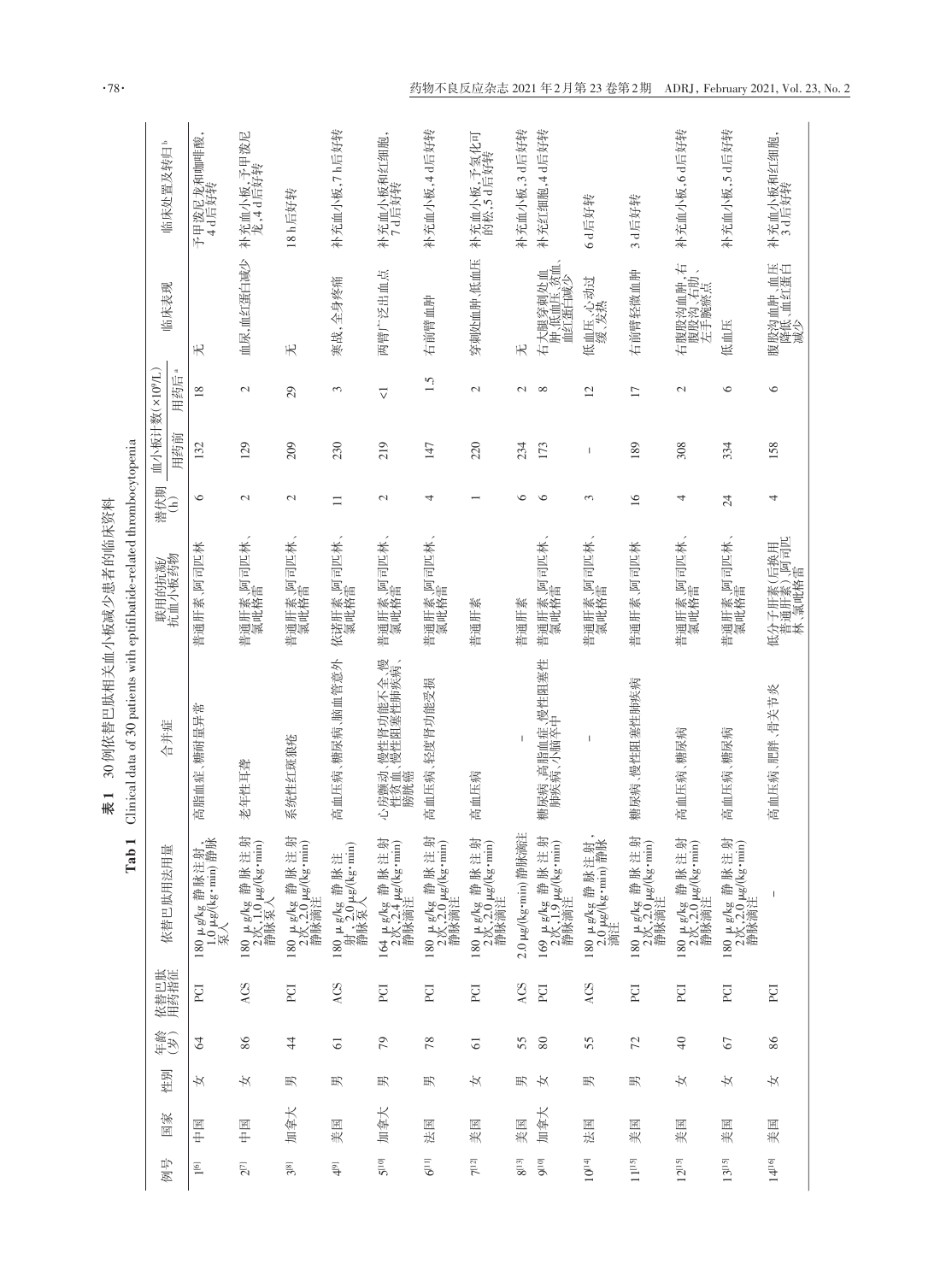**表1　30例依替巴肽相关血小板减少患者的临床资料**

**Tab 1　Clinical data of 30 patients with eptifibatide-related thrombocytopenia**

| 例号 | 国家 | 性别 | 年龄（岁） | 依替巴肽用药指征 | 依替巴肽用法用量 | 合并症 | 联用的抗凝/抗血小板药物 | 潜伏期（h） | 血小板计数（×10⁹/L） | | 临床表现 | 临床处置及转归[b] |
|---|---|---|---|---|---|---|---|---|---|---|---|---|
| | | | | | | | | | 用药前 | 用药后[a] | | |
| 1[6] | 中国 | 女 | 64 | PCI | 180 μg/kg 静脉注射，1.0 μg/(kg·min) 静脉泵入 | 高脂血症、糖耐量异常 | 普通肝素、阿司匹林 | 6 | 132 | 18 | 无 | 予甲泼尼龙和咖啡酸，4 d后好转 |
| 2[7] | 中国 | 女 | 86 | ACS | 180 μg/kg 静脉注射2次，1.0 μg/(kg·min) 静脉泵入 | 老年性耳聋 | 普通肝素、阿司匹林、氯吡格雷 | 2 | 129 | 2 | 血尿、血红蛋白减少 | 补充血小板，予甲泼尼龙，4 d后好转 |
| 3[8] | 加拿大 | 男 | 44 | PCI | 180 μg/kg 静脉注射2次，2.0 μg/(kg·min) 静脉滴注 | 系统性红斑狼疮 | 普通肝素、阿司匹林、氯吡格雷 | 2 | 209 | 29 | 无 | 18 h后好转 |
| 4[9] | 美国 | 男 | 61 | ACS | 180 μg/kg 静脉注射，2.0 μg/(kg·min) 静脉泵入 | 高血压病、糖尿病、脑血管意外 | 依诺肝素、阿司匹林、氯吡格雷 | 11 | 230 | 3 | 寒战、全身疼痛 | 补充血小板，7 h后好转 |
| 5[10] | 加拿大 | 男 | 79 | PCI | 164 μg/kg 静脉注射2次，2.4 μg/(kg·min) 静脉滴注 | 心房颤动、慢性肾功能不全、慢性贫血、慢性阻塞性肺疾病、膀胱癌 | 普通肝素、阿司匹林、氯吡格雷 | 2 | 219 | <1 | 两臂广泛出血点 | 补充血小板和红细胞，7 d后好转 |
| 6[11] | 法国 | 男 | 78 | PCI | 180 μg/kg 静脉注射2次，2.0 μg/(kg·min) 静脉滴注 | 高血压病、轻度肾功能受损 | 普通肝素、阿司匹林、氯吡格雷 | 4 | 147 | 1.5 | 右前臂血肿 | 补充血小板，4 d后好转 |
| 7[12] | 美国 | 女 | 61 | PCI | 180 μg/kg 静脉注射2次，2.0 μg/(kg·min) 静脉滴注 | 高血压病 | 普通肝素 | 1 | 220 | 2 | 穿刺处血肿、低血压 | 补充血小板，予氢化可的松，5 d后好转 |
| 8[13] | 美国 | 男 | 55 | ACS | 2.0 μg/(kg·min) 静脉滴注 | – | 普通肝素 | 6 | 234 | 2 | 无 | 补充血小板，3 d后好转 |
| 9[10] | 加拿大 | 女 | 80 | PCI | 169 μg/kg 静脉注射2次，1.9 μg/(kg·min) 静脉滴注 | 糖尿病、高脂血症、慢性阻塞性肺疾病、小脑卒中 | 普通肝素、阿司匹林、氯吡格雷 | 6 | 173 | 8 | 右大腿穿刺处血肿、低血压、鼓血、血红蛋白减少 | 补充红细胞，4 d后好转 |
| 10[14] | 法国 | 男 | 55 | ACS | 180 μg/kg 静脉注射，2.0 μg/(kg·min) 静脉滴注 | – | 普通肝素、阿司匹林、氯吡格雷 | 3 | – | 12 | 低血压、心动过缓、发热 | 6 d后好转 |
| 11[15] | 美国 | 男 | 72 | PCI | 180 μg/kg 静脉注射2次，2.0 μg/(kg·min) 静脉滴注 | 糖尿病、慢性阻塞性肺疾病 | 普通肝素、阿司匹林 | 16 | 189 | 17 | 右前臂轻微血肿 | 3 d后好转 |
| 12[15] | 美国 | 女 | 40 | PCI | 180 μg/kg 静脉注射2次，2.0 μg/(kg·min) 静脉滴注 | 高血压病、糖尿病 | 普通肝素、阿司匹林、氯吡格雷 | 4 | 308 | 2 | 右腹股沟血肿、右腹股沟、右肋、左手腕淤点 | 补充血小板，6 d后好转 |
| 13[15] | 美国 | 女 | 67 | PCI | 180 μg/kg 静脉注射2次，2.0 μg/(kg·min) 静脉滴注 | 高血压病、糖尿病 | 普通肝素、阿司匹林、氯吡格雷 | 24 | 334 | 6 | 低血压 | 补充血小板，5 d后好转 |
| 14[16] | 美国 | 女 | 86 | PCI | – | 高血压病、肥胖、骨关节炎 | 低分子肝素（后换用普通肝素）、阿司匹林、氯吡格雷 | 4 | 158 | 6 | 腹股沟血肿、血压降低、血红蛋白减少 | 补充血小板和红细胞，3 d后好转 |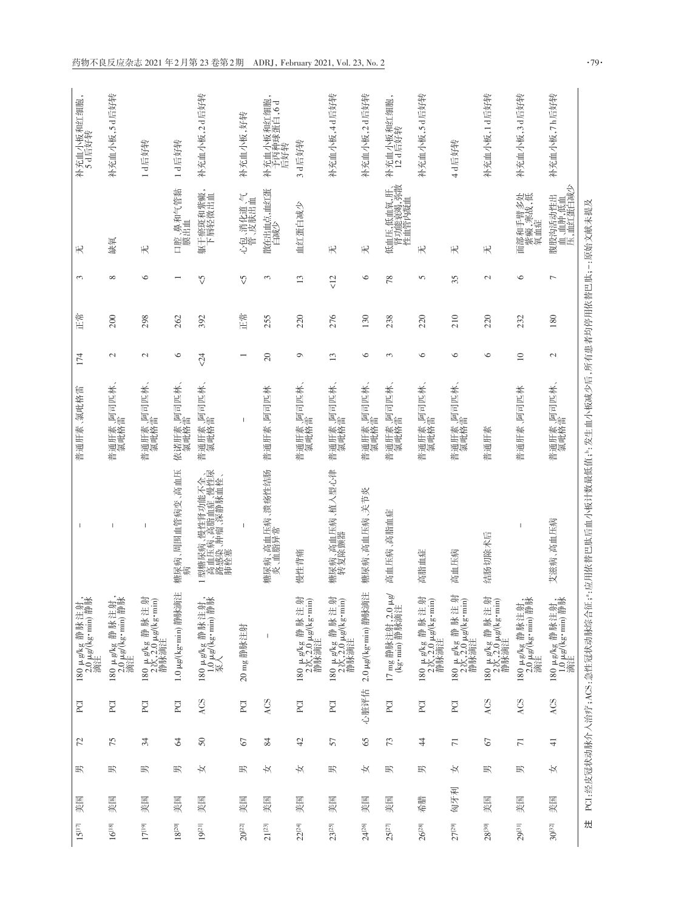| | | | | | | | | | | | | |
|---|---|---|---|---|---|---|---|---|---|---|---|---|
| 15[17] | 美国 | 男 | 72 | PCI | 180 μg/kg 静脉注射，2.0 μg/(kg·min) 静脉滴注 | – | 普通肝素、氯吡格雷 | 174 | 正常 | 3 | 无 | 补充血小板和红细胞，5 d后好转 |
| 16[18] | 美国 | 男 | 75 | PCI | 180 μg/kg 静脉注射，2.0 μg/(kg·min) 静脉滴注 | – | 普通肝素、阿司匹林、氯吡格雷 | 2 | 200 | 8 | 缺氧 | 补充血小板，5 d后好转 |
| 17[19] | 美国 | 男 | 34 | PCI | 180 μg/kg 静脉注射2次，2.0 μg/(kg·min) 静脉滴注 | – | 普通肝素、阿司匹林、氯吡格雷 | 2 | 298 | 6 | 无 | 1 d后好转 |
| 18[20] | 美国 | 男 | 64 | PCI | 1.0 μg/(kg·min) 静脉滴注 | 糖尿病、周围血管病变、高血压病 | 依诺肝素、阿司匹林、氯吡格雷 | 6 | 262 | 1 | 口腔、鼻和气管黏膜出血 | 1 d后好转 |
| 19[21] | 美国 | 女 | 50 | ACS | 180 μg/kg 静脉注射，1.0 μg/(kg·min) 静脉泵入 | 1型糖尿病、慢性肾功能不全、高血压病、高脂血症、慢性尿路感染、肿瘤、深静脉血栓、肺栓塞 | 普通肝素、阿司匹林、氯吡格雷 | <24 | 392 | <5 | 躯干瘀斑和紫癜，下唇轻微出血 | 补充血小板，2 d后好转 |
| 20[22] | 美国 | 男 | 67 | PCI | 20 mg 静脉注射 | – | – | 1 | 正常 | <5 | 心包、消化道、气管、皮肤出血 | 补充血小板，好转 |
| 21[23] | 美国 | 女 | 84 | ACS | – | 糖尿病、高血压病、溃疡性结肠炎、血脂异常 | 普通肝素、阿司匹林 | 20 | 255 | 3 | 散在出血点，血红蛋白减少 | 补充血小板和红细胞，予丙种球蛋白，6 d后好转 |
| 22[24] | 美国 | 女 | 42 | PCI | 180 μg/kg 静脉注射2次，2.0 μg/(kg·min) 静脉滴注 | 慢性背痛 | 普通肝素、阿司匹林、氯吡格雷 | 9 | 220 | 13 | 血红蛋白减少 | 3 d后好转 |
| 23[25] | 美国 | 男 | 57 | PCI | 180 μg/kg 静脉注射2次，2.0 μg/(kg·min) 静脉滴注 | 糖尿病、高血压病、植入型心律转复除颤器 | 普通肝素、阿司匹林、氯吡格雷 | 13 | 276 | <12 | 无 | 补充血小板，4 d后好转 |
| 24[26] | 美国 | 女 | 65 | 心脏评估 | 2.0 μg/(kg·min) 静脉滴注 | 糖尿病、高血压病、关节炎 | 普通肝素、阿司匹林、氯吡格雷 | 6 | 130 | 6 | 无 | 补充血小板，2 d后好转 |
| 25[27] | 美国 | 男 | 73 | PCI | 17 mg 静脉注射，2.0 μg/(kg·min) 静脉滴注 | 高血压病、高脂血症 | 普通肝素、阿司匹林、氯吡格雷 | 3 | 238 | 78 | 低血压、低血氧、肝肾功能衰竭、弥散性血管内凝血 | 补充血小板和红细胞，12 d后好转 |
| 26[28] | 希腊 | 男 | 44 | PCI | 180 μg/kg 静脉注射2次，2.0 μg/(kg·min) 静脉滴注 | 高脂血症 | 普通肝素、阿司匹林、氯吡格雷 | 6 | 220 | 5 | 无 | 补充血小板，5 d后好转 |
| 27[29] | 匈牙利 | 女 | 71 | PCI | 180 μg/kg 静脉注射2次，2.0 μg/(kg·min) 静脉滴注 | 高血压病 | 普通肝素、阿司匹林、氯吡格雷 | 6 | 210 | 35 | 无 | 4 d后好转 |
| 28[30] | 美国 | 男 | 67 | ACS | 180 μg/kg 静脉注射2次，2.0 μg/(kg·min) 静脉滴注 | 结肠切除术后 | 普通肝素 | 6 | 220 | 2 | 无 | 补充血小板，1 d后好转 |
| 29[31] | 美国 | 男 | 71 | ACS | 180 μg/kg 静脉注射，2.0 μg/(kg·min) 静脉滴注 | – | 普通肝素、阿司匹林 | 10 | 232 | 6 | 面部和手臂多处紫癜、瘀斑、低氧血症 | 补充血小板，3 d后好转 |
| 30[32] | 美国 | 女 | 41 | ACS | 180 μg/kg 静脉注射，1.0 μg/(kg·min) 静脉滴注 | 艾滋病、高血压病 | 普通肝素、阿司匹林、氯吡格雷 | 2 | 180 | 7 | 腹股沟活动性出血、血肿、低血压、血红蛋白减少 | 补充血小板，7 h后好转 |

注 PCI：经皮冠状动脉介入治疗；ACS：急性冠状动脉综合征；a：应用依替巴肽后血小板计数最低值；b：发生血小板减少后，所有患者均停用依替巴肽；–：原始文献未提及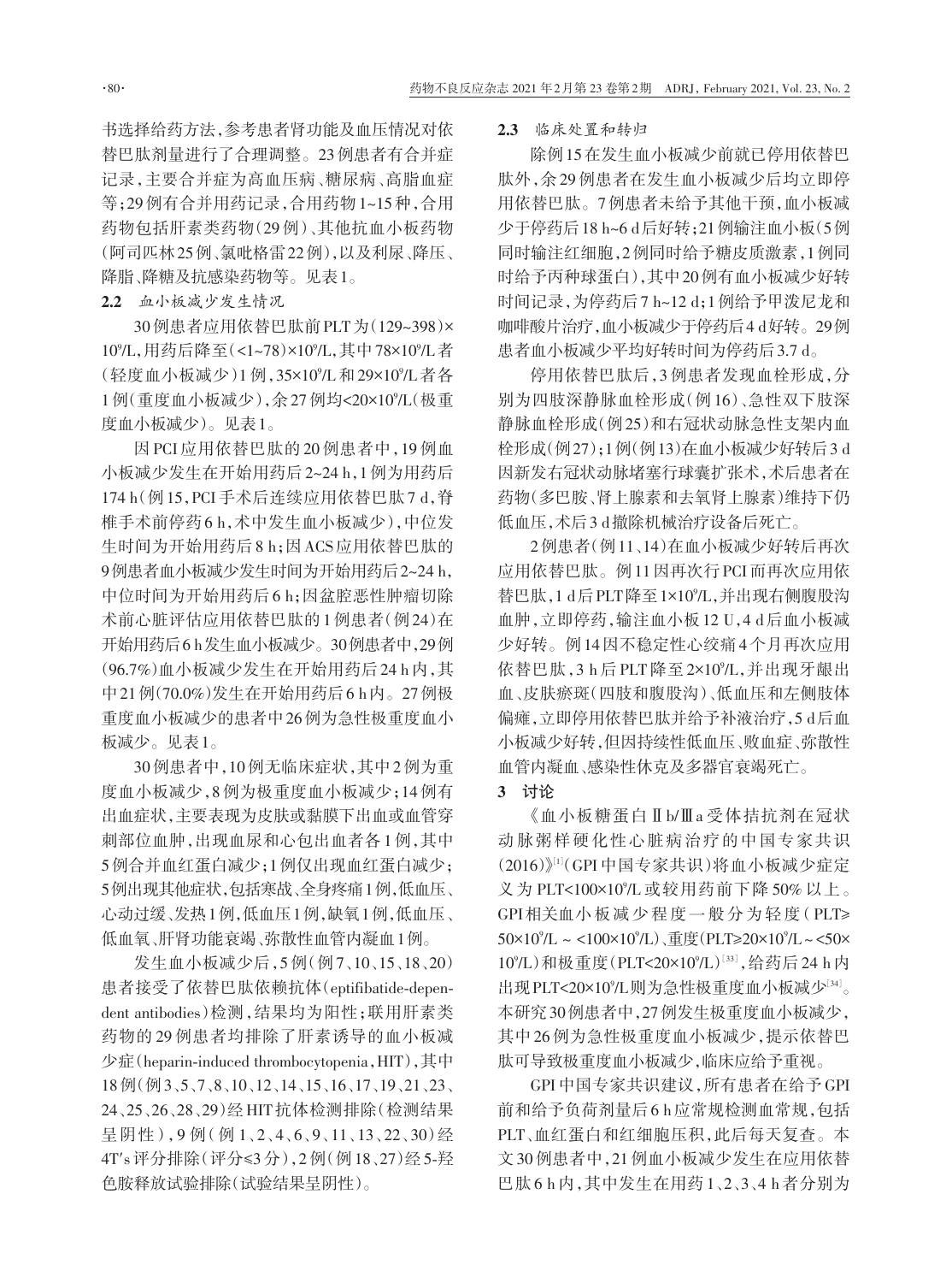书选择给药方法，参考患者肾功能及血压情况对依替巴肽剂量进行了合理调整。23例患者有合并症记录，主要合并症为高血压病、糖尿病、高脂血症等；29例有合并用药记录，合用药物1~15种，合用药物包括肝素类药物（29例）、其他抗血小板药物（阿司匹林25例、氯吡格雷22例），以及利尿、降压、降脂、降糖及抗感染药物等。见表1。

### 2.2 血小板减少发生情况

30例患者应用依替巴肽前PLT为（129~398）×$10^9$/L，用药后降至（<1~78）×$10^9$/L，其中78×$10^9$/L者（轻度血小板减少）1例，35×$10^9$/L和29×$10^9$/L者各1例（重度血小板减少），余27例均<20×$10^9$/L（极重度血小板减少）。见表1。

因PCI应用依替巴肽的20例患者中，19例血小板减少发生在开始用药后2~24 h，1例为用药后174 h（例15，PCI手术后连续应用依替巴肽7 d，脊椎手术前停药6 h，术中发生血小板减少），中位发生时间为开始用药后8 h；因ACS应用依替巴肽的9例患者血小板减少发生时间为开始用药后2~24 h，中位时间为开始用药后6 h；因盆腔恶性肿瘤切除术前心脏评估应用依替巴肽的1例患者（例24）在开始用药后6 h发生血小板减少。30例患者中，29例（96.7%）血小板减少发生在开始用药后24 h内，其中21例（70.0%）发生在开始用药后6 h内。27例极重度血小板减少的患者中26例为急性极重度血小板减少。见表1。

30例患者中，10例无临床症状，其中2例为重度血小板减少，8例为极重度血小板减少；14例有出血症状，主要表现为皮肤或黏膜下出血或血管穿刺部位血肿，出现血尿和心包出血者各1例，其中5例合并血红蛋白减少；1例仅出现血红蛋白减少；5例出现其他症状，包括寒战、全身疼痛1例，低血压、心动过缓、发热1例，低血压1例，缺氧1例，低血压、低血氧、肝肾功能衰竭、弥散性血管内凝血1例。

发生血小板减少后，5例（例7、10、15、18、20）患者接受了依替巴肽依赖抗体（eptifibatide-dependent antibodies）检测，结果均为阳性；联用肝素类药物的29例患者均排除了肝素诱导的血小板减少症（heparin-induced thrombocytopenia，HIT），其中18例（例3、5、7、8、10、12、14、15、16、17、19、21、23、24、25、26、28、29）经HIT抗体检测排除（检测结果呈阴性），9例（例1、2、4、6、9、11、13、22、30）经4T's评分排除（评分≤3分），2例（例18、27）经5-羟色胺释放试验排除（试验结果呈阴性）。

### 2.3 临床处置和转归

除例15在发生血小板减少前就已停用依替巴肽外，余29例患者在发生血小板减少后均立即停用依替巴肽。7例患者未给予其他干预，血小板减少于停药后18 h~6 d后好转；21例输注血小板（5例同时输注红细胞，2例同时给予糖皮质激素，1例同时给予丙种球蛋白），其中20例有血小板减少好转时间记录，为停药后7 h~12 d；1例给予甲泼尼龙和咖啡酸片治疗，血小板减少于停药后4 d好转。29例患者血小板减少平均好转时间为停药后3.7 d。

停用依替巴肽后，3例患者发现血栓形成，分别为四肢深静脉血栓形成（例16）、急性双下肢深静脉血栓形成（例25）和右冠状动脉急性支架内血栓形成（例27）；1例（例13）在血小板减少好转后3 d因新发右冠状动脉堵塞行球囊扩张术，术后患者在药物（多巴胺、肾上腺素和去氧肾上腺素）维持下仍低血压，术后3 d撤除机械治疗设备后死亡。

2例患者（例11、14）在血小板减少好转后再次应用依替巴肽。例11因再次行PCI而再次应用依替巴肽，1 d后PLT降至1×$10^9$/L，并出现右侧腹股沟血肿，立即停药，输注血小板12 U，4 d后血小板减少好转。例14因不稳定性心绞痛4个月再次应用依替巴肽，3 h后PLT降至2×$10^9$/L，并出现牙龈出血、皮肤瘀斑（四肢和腹股沟）、低血压和左侧肢体偏瘫，立即停用依替巴肽并给予补液治疗，5 d后血小板减少好转，但因持续性低血压、败血症、弥散性血管内凝血、感染性休克及多器官衰竭死亡。

## 3 讨论

《血小板糖蛋白Ⅱb/Ⅲa受体拮抗剂在冠状动脉粥样硬化性心脏病治疗的中国专家共识（2016）》[1]（GPI中国专家共识）将血小板减少症定义为PLT<100×$10^9$/L或较用药前下降50%以上。GPI相关血小板减少程度一般分为轻度（PLT≥50×$10^9$/L ~ <100×$10^9$/L）、重度（PLT≥20×$10^9$/L ~ <50×$10^9$/L）和极重度（PLT<20×$10^9$/L）[33]，给药后24 h内出现PLT<20×$10^9$/L则为急性极重度血小板减少[34]。本研究30例患者中，27例发生极重度血小板减少，其中26例为急性极重度血小板减少，提示依替巴肽可导致极重度血小板减少，临床应给予重视。

GPI中国专家共识建议，所有患者在给予GPI前和给予负荷剂量后6 h应常规检测血常规，包括PLT、血红蛋白和红细胞压积，此后每天复查。本文30例患者中，21例血小板减少发生在应用依替巴肽6 h内，其中发生在用药1、2、3、4 h者分别为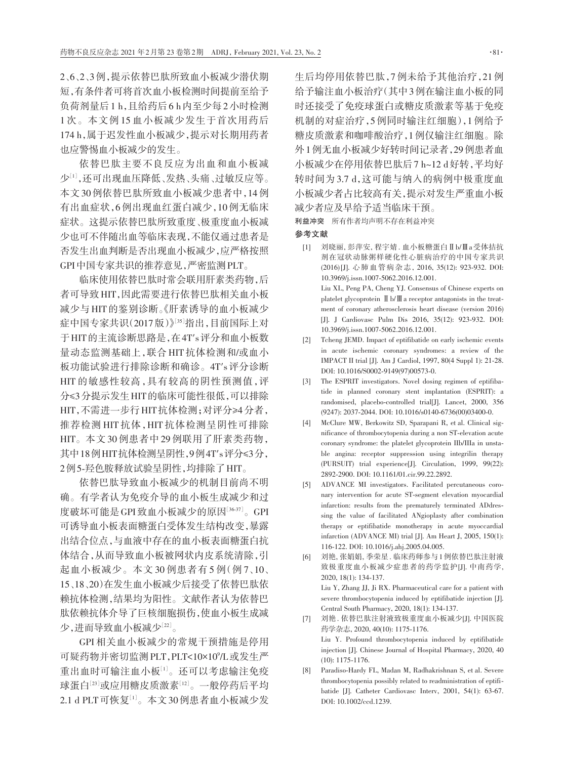2、6、2、3例，提示依替巴肽所致血小板减少潜伏期短，有条件者可将首次血小板检测时间提前至给予负荷剂量后1 h，且给药后6 h内至少每2小时检测1次。本文例15血小板减少发生于首次用药后174 h，属于迟发性血小板减少，提示对长期用药者也应警惕血小板减少的发生。

依替巴肽主要不良反应为出血和血小板减少[1]，还可出现血压降低、发热、头痛、过敏反应等。本文30例依替巴肽所致血小板减少患者中，14例有出血症状，6例出现血红蛋白减少，10例无临床症状。这提示依替巴肽所致重度、极重度血小板减少也可不伴随出血等临床表现，不能仅通过患者是否发生出血判断是否出现血小板减少，应严格按照GPI中国专家共识的推荐意见，严密监测PLT。

临床使用依替巴肽时常会联用肝素类药物，后者可导致HIT，因此需要进行依替巴肽相关血小板减少与HIT的鉴别诊断。《肝素诱导的血小板减少症中国专家共识（2017版）》[35]指出，目前国际上对于HIT的主流诊断思路是，在4T′s评分和血小板数量动态监测基础上，联合HIT抗体检测和/或血小板功能试验进行排除诊断和确诊。4T′s评分诊断HIT的敏感性较高，具有较高的阴性预测值，评分≤3分提示发生HIT的临床可能性很低，可以排除HIT，不需进一步行HIT抗体检测；对评分≥4分者，推荐检测HIT抗体，HIT抗体检测呈阴性可排除HIT。本文30例患者中29例联用了肝素类药物，其中18例HIT抗体检测呈阴性，9例4T′s评分≤3分，2例5-羟色胺释放试验呈阴性，均排除了HIT。

依替巴肽导致血小板减少的机制目前尚不明确。有学者认为免疫介导的血小板生成减少和过度破坏可能是GPI致血小板减少的原因[36-37]。GPI可诱导血小板表面糖蛋白受体发生结构改变，暴露出结合位点，与血液中存在的血小板表面糖蛋白抗体结合，从而导致血小板被网状内皮系统清除，引起血小板减少。本文30例患者有5例（例7、10、15、18、20）在发生血小板减少后接受了依替巴肽依赖抗体检测，结果均为阳性。文献作者认为依替巴肽依赖抗体介导了巨核细胞损伤，使血小板生成减少，进而导致血小板减少[22]。

GPI相关血小板减少的常规干预措施是停用可疑药物并密切监测PLT，PLT<$10\times10^9$/L或发生严重出血时可输注血小板[1]。还可以考虑输注免疫球蛋白[23]或应用糖皮质激素[12]。一般停药后平均2.1 d PLT可恢复[1]。本文30例患者血小板减少发生后均停用依替巴肽，7例未给予其他治疗，21例给予输注血小板治疗（其中3例在输注血小板的同时还接受了免疫球蛋白或糖皮质激素等基于免疫机制的对症治疗，5例同时输注红细胞），1例给予糖皮质激素和咖啡酸治疗，1例仅输注红细胞。除外1例无血小板减少好转时间记录者，29例患者血小板减少在停用依替巴肽后7 h~12 d好转，平均好转时间为3.7 d，这可能与纳入的病例中极重度血小板减少者占比较高有关，提示对发生严重血小板减少者应及早给予适当临床干预。

**利益冲突** 所有作者均声明不存在利益冲突

**参考文献**

[1] 刘晓丽, 彭萍安, 程宇婧. 血小板糖蛋白Ⅱb/Ⅲa受体拮抗剂在冠状动脉粥样硬化性心脏病治疗的中国专家共识(2016)[J]. 心肺血管病杂志, 2016, 35(12): 923-932. DOI: 10.3969/j.issn.1007-5062.2016.12.001.
Liu XL, Peng PA, Cheng YJ. Consensus of Chinese experts on platelet glycoprotein Ⅱb/Ⅲa receptor antagonists in the treatment of coronary atherosclerosis heart disease (version 2016) [J]. J Cardiovasc Pulm Dis 2016, 35(12): 923-932. DOI: 10.3969/j.issn.1007-5062.2016.12.001.

[2] Tcheng JEMD. Impact of eptifibatide on early ischemic events in acute ischemic coronary syndromes: a review of the IMPACT II trial [J]. Am J Cardiol, 1997, 80(4 Suppl 1): 21-28. DOI: 10.1016/S0002-9149(97)00573-0.

[3] The ESPRIT investigators. Novel dosing regimen of eptifibatide in planned coronary stent implantation (ESPRIT): a randomised, placebo-controlled trial[J]. Lancet, 2000, 356 (9247): 2037-2044. DOI: 10.1016/s0140-6736(00)03400-0.

[4] McClure MW, Berkowitz SD, Sparapani R, et al. Clinical significance of thrombocytopenia during a non ST-elevation acute coronary syndrome: the platelet glycoprotein IIb/IIIa in unstable angina: receptor suppression using integrilin therapy (PURSUIT) trial experience[J]. Circulation, 1999, 99(22): 2892-2900. DOI: 10.1161/01.cir.99.22.2892.

[5] ADVANCE MI investigators. Facilitated percutaneous coronary intervention for acute ST-segment elevation myocardial infarction: results from the prematurely terminated ADdressing the value of facilitated ANgioplasty after combination therapy or eptifibatide monotherapy in acute myocardial infarction (ADVANCE MI) trial [J]. Am Heart J, 2005, 150(1): 116-122. DOI: 10.1016/j.ahj.2005.04.005.

[6] 刘艳, 张娟娟, 季荣星. 临床药师参与1例依替巴肽注射液致极重度血小板减少症患者的药学监护[J]. 中南药学, 2020, 18(1): 134-137.
Liu Y, Zhang JJ, Ji RX. Pharmaceutical care for a patient with severe thrombocytopenia induced by eptifibatide injection [J]. Central South Pharmacy, 2020, 18(1): 134-137.

[7] 刘艳. 依替巴肽注射液致极重度血小板减少[J]. 中国医院药学杂志, 2020, 40(10): 1175-1176.
Liu Y. Profound thrombocytopenia induced by eptifibatide injection [J]. Chinese Journal of Hospital Pharmacy, 2020, 40 (10): 1175-1176.

[8] Paradiso-Hardy FL, Madan M, Radhakrishnan S, et al. Severe thrombocytopenia possibly related to readministration of eptifibatide [J]. Catheter Cardiovasc Interv, 2001, 54(1): 63-67. DOI: 10.1002/ccd.1239.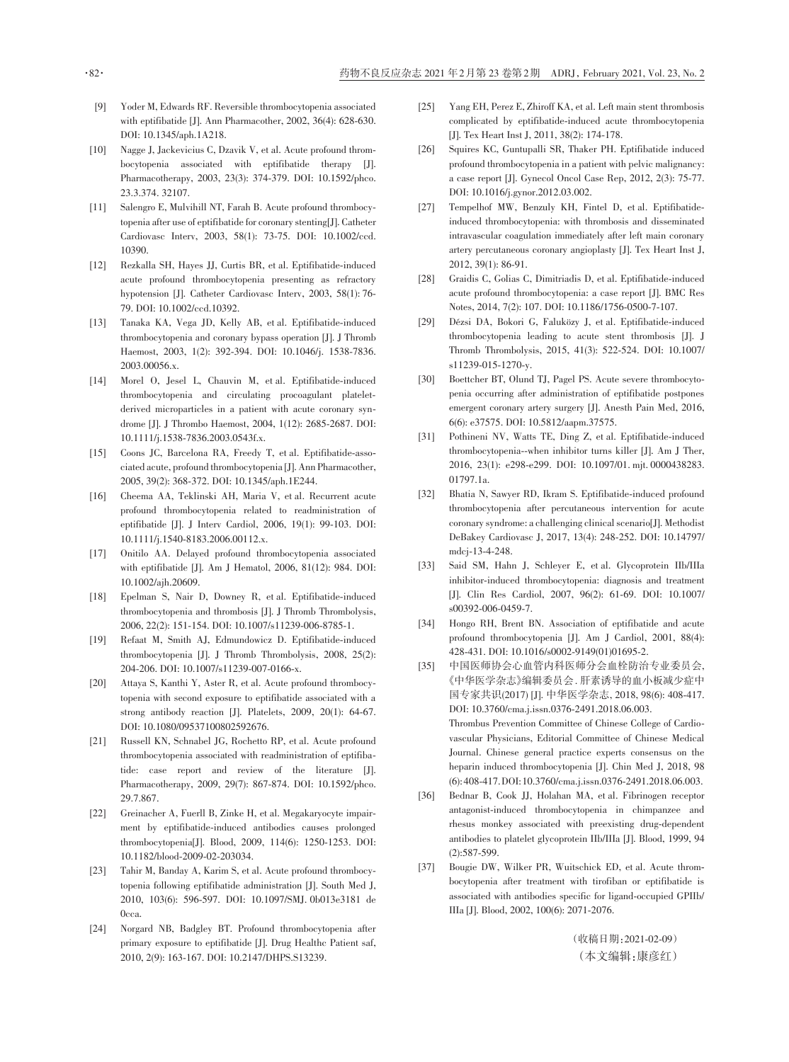[9] Yoder M, Edwards RF. Reversible thrombocytopenia associated with eptifibatide [J]. Ann Pharmacother, 2002, 36(4): 628-630. DOI: 10.1345/aph.1A218.

[10] Nagge J, Jackevicius C, Dzavik V, et al. Acute profound thrombocytopenia associated with eptifibatide therapy [J]. Pharmacotherapy, 2003, 23(3): 374-379. DOI: 10.1592/phco.23.3.374.32107.

[11] Salengro E, Mulvihill NT, Farah B. Acute profound thrombocytopenia after use of eptifibatide for coronary stenting[J]. Catheter Cardiovasc Interv, 2003, 58(1): 73-75. DOI: 10.1002/ccd.10390.

[12] Rezkalla SH, Hayes JJ, Curtis BR, et al. Eptifibatide-induced acute profound thrombocytopenia presenting as refractory hypotension [J]. Catheter Cardiovasc Interv, 2003, 58(1): 76-79. DOI: 10.1002/ccd.10392.

[13] Tanaka KA, Vega JD, Kelly AB, et al. Eptifibatide-induced thrombocytopenia and coronary bypass operation [J]. J Thromb Haemost, 2003, 1(2): 392-394. DOI: 10.1046/j. 1538-7836.2003.00056.x.

[14] Morel O, Jesel L, Chauvin M, et al. Eptifibatide-induced thrombocytopenia and circulating procoagulant platelet-derived microparticles in a patient with acute coronary syndrome [J]. J Thrombo Haemost, 2004, 1(12): 2685-2687. DOI: 10.1111/j.1538-7836.2003.0543f.x.

[15] Coons JC, Barcelona RA, Freedy T, et al. Eptifibatide-associated acute, profound thrombocytopenia [J]. Ann Pharmacother, 2005, 39(2): 368-372. DOI: 10.1345/aph.1E244.

[16] Cheema AA, Teklinski AH, Maria V, et al. Recurrent acute profound thrombocytopenia related to readministration of eptifibatide [J]. J Interv Cardiol, 2006, 19(1): 99-103. DOI: 10.1111/j.1540-8183.2006.00112.x.

[17] Onitilo AA. Delayed profound thrombocytopenia associated with eptifibatide [J]. Am J Hematol, 2006, 81(12): 984. DOI: 10.1002/ajh.20609.

[18] Epelman S, Nair D, Downey R, et al. Eptifibatide-induced thrombocytopenia and thrombosis [J]. J Thromb Thrombolysis, 2006, 22(2): 151-154. DOI: 10.1007/s11239-006-8785-1.

[19] Refaat M, Smith AJ, Edmundowicz D. Eptifibatide-induced thrombocytopenia [J]. J Thromb Thrombolysis, 2008, 25(2): 204-206. DOI: 10.1007/s11239-007-0166-x.

[20] Attaya S, Kanthi Y, Aster R, et al. Acute profound thrombocytopenia with second exposure to eptifibatide associated with a strong antibody reaction [J]. Platelets, 2009, 20(1): 64-67. DOI: 10.1080/09537100802592676.

[21] Russell KN, Schnabel JG, Rochetto RP, et al. Acute profound thrombocytopenia associated with readministration of eptifibatide: case report and review of the literature [J]. Pharmacotherapy, 2009, 29(7): 867-874. DOI: 10.1592/phco.29.7.867.

[22] Greinacher A, Fuerll B, Zinke H, et al. Megakaryocyte impairment by eptifibatide-induced antibodies causes prolonged thrombocytopenia[J]. Blood, 2009, 114(6): 1250-1253. DOI: 10.1182/blood-2009-02-203034.

[23] Tahir M, Banday A, Karim S, et al. Acute profound thrombocytopenia following eptifibatide administration [J]. South Med J, 2010, 103(6): 596-597. DOI: 10.1097/SMJ. 0b013e3181 de 0cca.

[24] Norgard NB, Badgley BT. Profound thrombocytopenia after primary exposure to eptifibatide [J]. Drug Healthc Patient saf, 2010, 2(9): 163-167. DOI: 10.2147/DHPS.S13239.

[25] Yang EH, Perez E, Zhiroff KA, et al. Left main stent thrombosis complicated by eptifibatide-induced acute thrombocytopenia [J]. Tex Heart Inst J, 2011, 38(2): 174-178.

[26] Squires KC, Guntupalli SR, Thaker PH. Eptifibatide induced profound thrombocytopenia in a patient with pelvic malignancy: a case report [J]. Gynecol Oncol Case Rep, 2012, 2(3): 75-77. DOI: 10.1016/j.gynor.2012.03.002.

[27] Tempelhof MW, Benzuly KH, Fintel D, et al. Eptifibatide-induced thrombocytopenia: with thrombosis and disseminated intravascular coagulation immediately after left main coronary artery percutaneous coronary angioplasty [J]. Tex Heart Inst J, 2012, 39(1): 86-91.

[28] Graidis C, Golias C, Dimitriadis D, et al. Eptifibatide-induced acute profound thrombocytopenia: a case report [J]. BMC Res Notes, 2014, 7(2): 107. DOI: 10.1186/1756-0500-7-107.

[29] Dézsi DA, Bokori G, Faluközy J, et al. Eptifibatide-induced thrombocytopenia leading to acute stent thrombosis [J]. J Thromb Thrombolysis, 2015, 41(3): 522-524. DOI: 10.1007/s11239-015-1270-y.

[30] Boettcher BT, Olund TJ, Pagel PS. Acute severe thrombocytopenia occurring after administration of eptifibatide postpones emergent coronary artery surgery [J]. Anesth Pain Med, 2016, 6(6): e37575. DOI: 10.5812/aapm.37575.

[31] Pothineni NV, Watts TE, Ding Z, et al. Eptifibatide-induced thrombocytopenia--when inhibitor turns killer [J]. Am J Ther, 2016, 23(1): e298-e299. DOI: 10.1097/01. mjt. 0000438283.01797.1a.

[32] Bhatia N, Sawyer RD, Ikram S. Eptifibatide-induced profound thrombocytopenia after percutaneous intervention for acute coronary syndrome: a challenging clinical scenario[J]. Methodist DeBakey Cardiovasc J, 2017, 13(4): 248-252. DOI: 10.14797/mdcj-13-4-248.

[33] Said SM, Hahn J, Schleyer E, et al. Glycoprotein IIb/IIIa inhibitor-induced thrombocytopenia: diagnosis and treatment [J]. Clin Res Cardiol, 2007, 96(2): 61-69. DOI: 10.1007/s00392-006-0459-7.

[34] Hongo RH, Brent BN. Association of eptifibatide and acute profound thrombocytopenia [J]. Am J Cardiol, 2001, 88(4): 428-431. DOI: 10.1016/s0002-9149(01)01695-2.

[35] 中国医师协会心血管内科医师分会血栓防治专业委员会,《中华医学杂志》编辑委员会. 肝素诱导的血小板减少症中国专家共识(2017) [J]. 中华医学杂志, 2018, 98(6): 408-417. DOI: 10.3760/cma.j.issn.0376-2491.2018.06.003.
Thrombus Prevention Committee of Chinese College of Cardiovascular Physicians, Editorial Committee of Chinese Medical Journal. Chinese general practice experts consensus on the heparin induced thrombocytopenia [J]. Chin Med J, 2018, 98 (6): 408-417. DOI: 10.3760/cma.j.issn.0376-2491.2018.06.003.

[36] Bednar B, Cook JJ, Holahan MA, et al. Fibrinogen receptor antagonist-induced thrombocytopenia in chimpanzee and rhesus monkey associated with preexisting drug-dependent antibodies to platelet glycoprotein IIb/IIIa [J]. Blood, 1999, 94 (2):587-599.

[37] Bougie DW, Wilker PR, Wuitschick ED, et al. Acute thrombocytopenia after treatment with tirofiban or eptifibatide is associated with antibodies specific for ligand-occupied GPIIb/IIIa [J]. Blood, 2002, 100(6): 2071-2076.

(收稿日期:2021-02-09)

(本文编辑:康彦红)